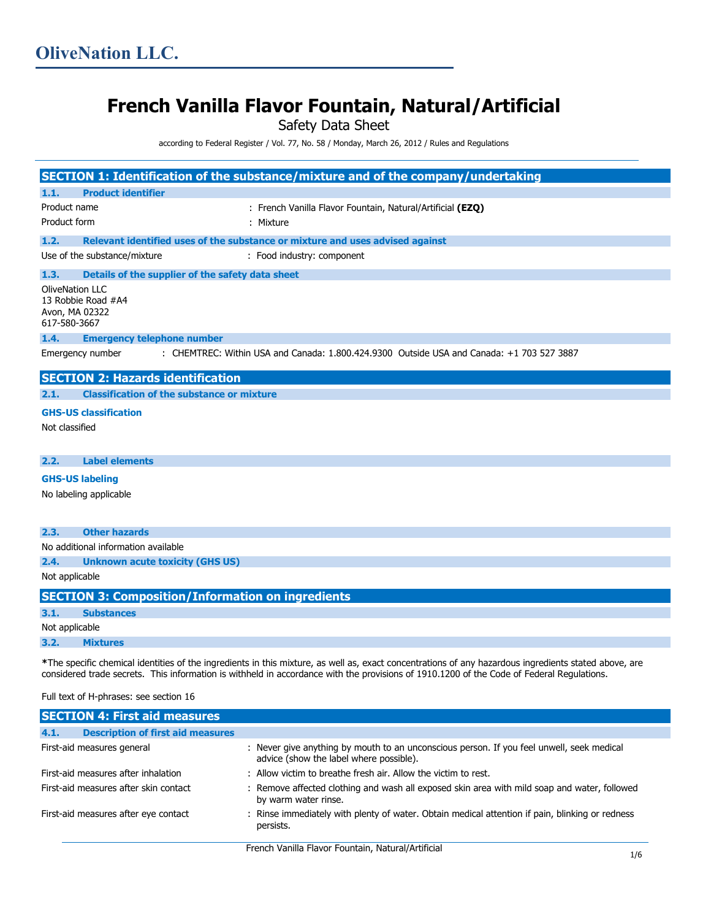# OliveNation LLC.

# French Vanilla Flavor Fountain, Natural/Artificial

Safety Data Sheet

according to Federal Register / Vol. 77, No. 58 / Monday, March 26, 2012 / Rules and Regulations

## SECTION 1: Identification of the substance/mixture and of the company/undertaking

### 1.1. Product identifier

Product name : French Vanilla Flavor Fountain, Natural/Artificial **(EZQ)**

Product form : Mixture

### 1.2. Relevant identified uses of the substance or mixture and uses advised against

Use of the substance/mixture : Food industry: component

### 1.3. Details of the supplier of the safety data sheet

OliveNation LLC
13 Robbie Road #A4
Avon, MA 02322
617-580-3667

### 1.4. Emergency telephone number

Emergency number : CHEMTREC: Within USA and Canada: 1.800.424.9300 Outside USA and Canada: +1 703 527 3887

## SECTION 2: Hazards identification

### 2.1. Classification of the substance or mixture

**GHS-US classification**

Not classified

### 2.2. Label elements

**GHS-US labeling**

No labeling applicable

### 2.3. Other hazards

No additional information available

### 2.4. Unknown acute toxicity (GHS US)

Not applicable

## SECTION 3: Composition/Information on ingredients

### 3.1. Substances

Not applicable

### 3.2. Mixtures

***The specific chemical identities of the ingredients in this mixture, as well as, exact concentrations of any hazardous ingredients stated above, are considered trade secrets. This information is withheld in accordance with the provisions of 1910.1200 of the Code of Federal Regulations.**

Full text of H-phrases: see section 16

## SECTION 4: First aid measures

### 4.1. Description of first aid measures

First-aid measures general : Never give anything by mouth to an unconscious person. If you feel unwell, seek medical advice (show the label where possible).

First-aid measures after inhalation : Allow victim to breathe fresh air. Allow the victim to rest.

First-aid measures after skin contact : Remove affected clothing and wash all exposed skin area with mild soap and water, followed by warm water rinse.

First-aid measures after eye contact : Rinse immediately with plenty of water. Obtain medical attention if pain, blinking or redness persists.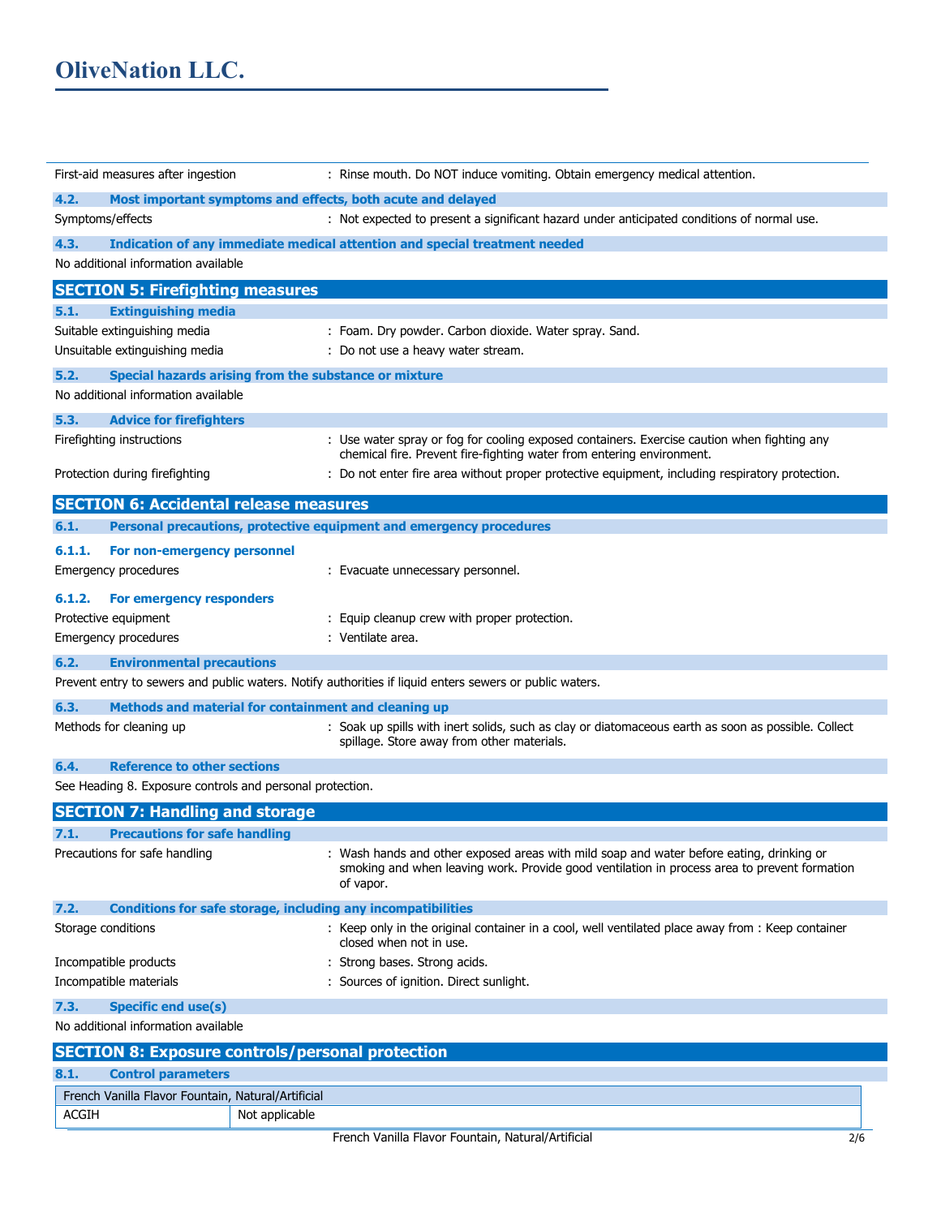First-aid measures after ingestion : Rinse mouth. Do NOT induce vomiting. Obtain emergency medical attention.

### 4.2. Most important symptoms and effects, both acute and delayed

Symptoms/effects : Not expected to present a significant hazard under anticipated conditions of normal use.

### 4.3. Indication of any immediate medical attention and special treatment needed

No additional information available

## SECTION 5: Firefighting measures

### 5.1. Extinguishing media

Suitable extinguishing media : Foam. Dry powder. Carbon dioxide. Water spray. Sand.

Unsuitable extinguishing media : Do not use a heavy water stream.

### 5.2. Special hazards arising from the substance or mixture

No additional information available

### 5.3. Advice for firefighters

Firefighting instructions : Use water spray or fog for cooling exposed containers. Exercise caution when fighting any chemical fire. Prevent fire-fighting water from entering environment.

Protection during firefighting : Do not enter fire area without proper protective equipment, including respiratory protection.

## SECTION 6: Accidental release measures

### 6.1. Personal precautions, protective equipment and emergency procedures

#### 6.1.1. For non-emergency personnel

Emergency procedures : Evacuate unnecessary personnel.

#### 6.1.2. For emergency responders

Protective equipment : Equip cleanup crew with proper protection.

Emergency procedures : Ventilate area.

### 6.2. Environmental precautions

Prevent entry to sewers and public waters. Notify authorities if liquid enters sewers or public waters.

### 6.3. Methods and material for containment and cleaning up

Methods for cleaning up : Soak up spills with inert solids, such as clay or diatomaceous earth as soon as possible. Collect spillage. Store away from other materials.

### 6.4. Reference to other sections

See Heading 8. Exposure controls and personal protection.

## SECTION 7: Handling and storage

### 7.1. Precautions for safe handling

Precautions for safe handling : Wash hands and other exposed areas with mild soap and water before eating, drinking or smoking and when leaving work. Provide good ventilation in process area to prevent formation of vapor.

### 7.2. Conditions for safe storage, including any incompatibilities

Storage conditions : Keep only in the original container in a cool, well ventilated place away from : Keep container closed when not in use.

Incompatible products : Strong bases. Strong acids.

Incompatible materials : Sources of ignition. Direct sunlight.

### 7.3. Specific end use(s)

No additional information available

## SECTION 8: Exposure controls/personal protection

### 8.1. Control parameters

| French Vanilla Flavor Fountain, Natural/Artificial | |
|---|---|
| ACGIH | Not applicable |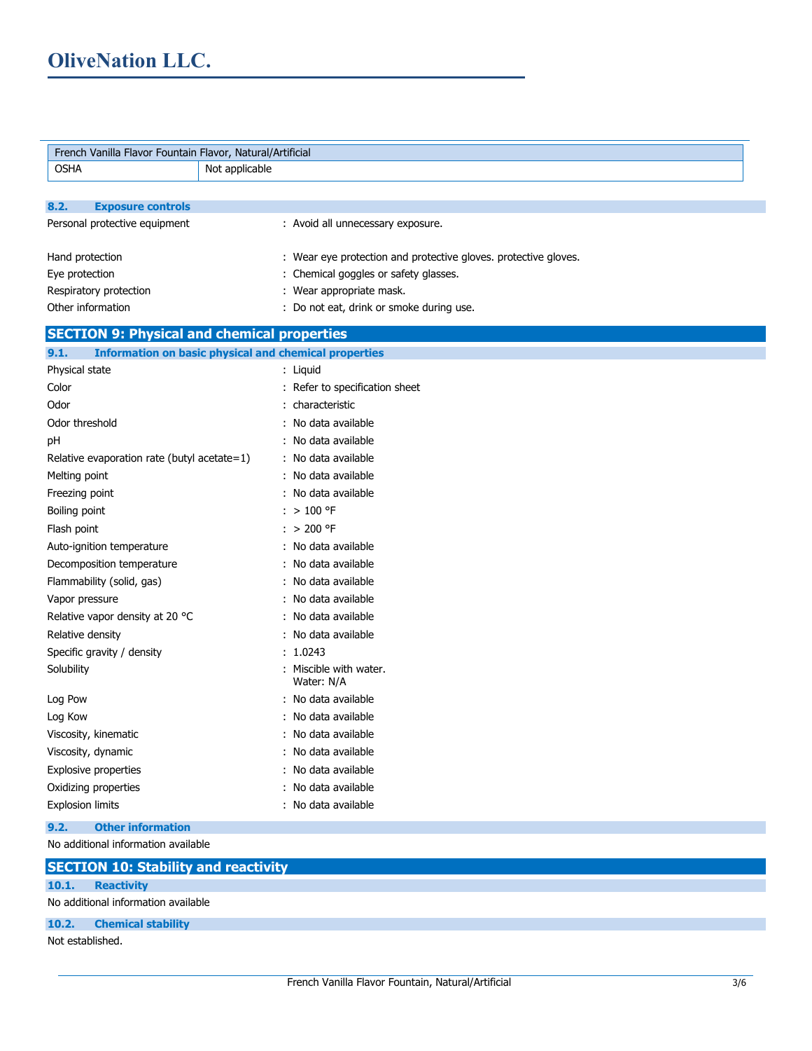| French Vanilla Flavor Fountain Flavor, Natural/Artificial | |
|---|---|
| OSHA | Not applicable |

### 8.2. Exposure controls

Personal protective equipment : Avoid all unnecessary exposure.

Hand protection : Wear eye protection and protective gloves. protective gloves.

Eye protection : Chemical goggles or safety glasses.

Respiratory protection : Wear appropriate mask.

Other information : Do not eat, drink or smoke during use.

## SECTION 9: Physical and chemical properties

### 9.1. Information on basic physical and chemical properties

| | |
|---|---|
| Physical state | : Liquid |
| Color | : Refer to specification sheet |
| Odor | : characteristic |
| Odor threshold | : No data available |
| pH | : No data available |
| Relative evaporation rate (butyl acetate=1) | : No data available |
| Melting point | : No data available |
| Freezing point | : No data available |
| Boiling point | : > 100 °F |
| Flash point | : > 200 °F |
| Auto-ignition temperature | : No data available |
| Decomposition temperature | : No data available |
| Flammability (solid, gas) | : No data available |
| Vapor pressure | : No data available |
| Relative vapor density at 20 °C | : No data available |
| Relative density | : No data available |
| Specific gravity / density | : 1.0243 |
| Solubility | : Miscible with water. Water: N/A |
| Log Pow | : No data available |
| Log Kow | : No data available |
| Viscosity, kinematic | : No data available |
| Viscosity, dynamic | : No data available |
| Explosive properties | : No data available |
| Oxidizing properties | : No data available |
| Explosion limits | : No data available |

### 9.2. Other information

No additional information available

## SECTION 10: Stability and reactivity

### 10.1. Reactivity

No additional information available

### 10.2. Chemical stability

Not established.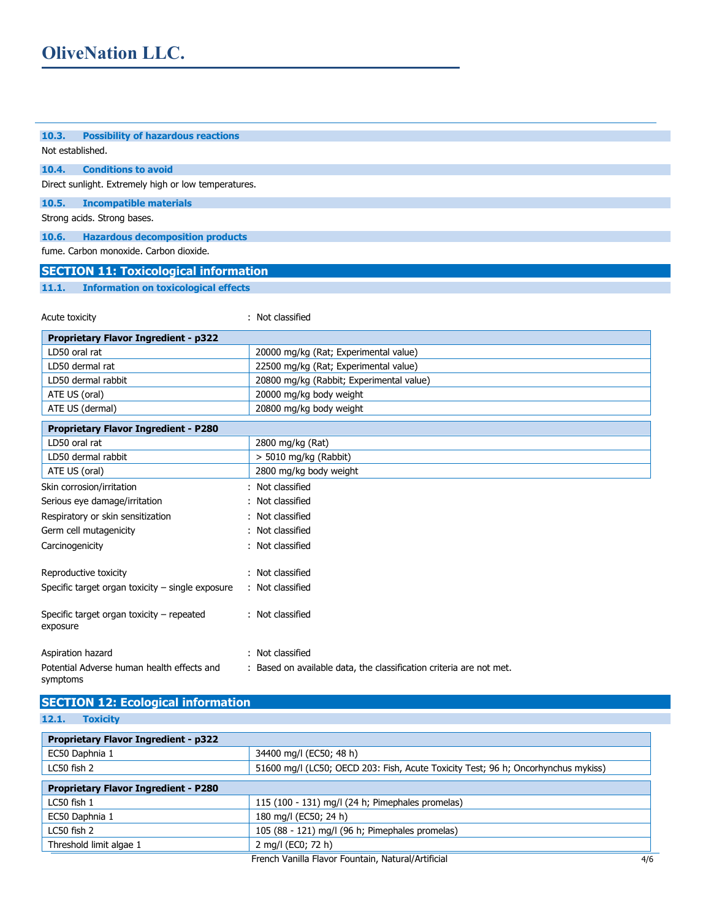### 10.3. Possibility of hazardous reactions

Not established.

### 10.4. Conditions to avoid

Direct sunlight. Extremely high or low temperatures.

### 10.5. Incompatible materials

Strong acids. Strong bases.

### 10.6. Hazardous decomposition products

fume. Carbon monoxide. Carbon dioxide.

## SECTION 11: Toxicological information

### 11.1. Information on toxicological effects

Acute toxicity : Not classified

| Proprietary Flavor Ingredient - p322 | |
|---|---|
| LD50 oral rat | 20000 mg/kg (Rat; Experimental value) |
| LD50 dermal rat | 22500 mg/kg (Rat; Experimental value) |
| LD50 dermal rabbit | 20800 mg/kg (Rabbit; Experimental value) |
| ATE US (oral) | 20000 mg/kg body weight |
| ATE US (dermal) | 20800 mg/kg body weight |

| Proprietary Flavor Ingredient - P280 | |
|---|---|
| LD50 oral rat | 2800 mg/kg (Rat) |
| LD50 dermal rabbit | > 5010 mg/kg (Rabbit) |
| ATE US (oral) | 2800 mg/kg body weight |

Skin corrosion/irritation : Not classified

Serious eye damage/irritation : Not classified

Respiratory or skin sensitization : Not classified

Germ cell mutagenicity : Not classified

Carcinogenicity : Not classified

Reproductive toxicity : Not classified

Specific target organ toxicity – single exposure : Not classified

Specific target organ toxicity – repeated exposure : Not classified

Aspiration hazard : Not classified

Potential Adverse human health effects and symptoms : Based on available data, the classification criteria are not met.

## SECTION 12: Ecological information

### 12.1. Toxicity

| Proprietary Flavor Ingredient - p322 | |
|---|---|
| EC50 Daphnia 1 | 34400 mg/l (EC50; 48 h) |
| LC50 fish 2 | 51600 mg/l (LC50; OECD 203: Fish, Acute Toxicity Test; 96 h; Oncorhynchus mykiss) |

| Proprietary Flavor Ingredient - P280 | |
|---|---|
| LC50 fish 1 | 115 (100 - 131) mg/l (24 h; Pimephales promelas) |
| EC50 Daphnia 1 | 180 mg/l (EC50; 24 h) |
| LC50 fish 2 | 105 (88 - 121) mg/l (96 h; Pimephales promelas) |
| Threshold limit algae 1 | 2 mg/l (EC0; 72 h) |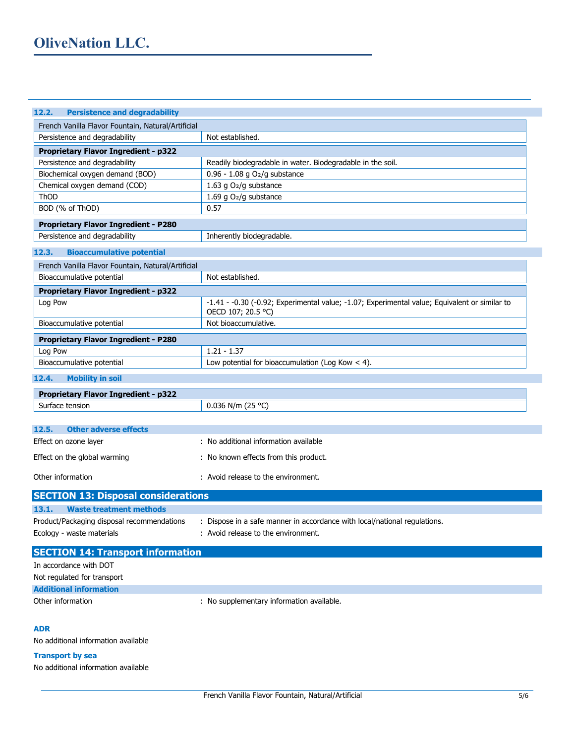### 12.2. Persistence and degradability

| French Vanilla Flavor Fountain, Natural/Artificial | |
|---|---|
| Persistence and degradability | Not established. |

| **Proprietary Flavor Ingredient - p322** | |
|---|---|
| Persistence and degradability | Readily biodegradable in water. Biodegradable in the soil. |
| Biochemical oxygen demand (BOD) | 0.96 - 1.08 g $O_2$/g substance |
| Chemical oxygen demand (COD) | 1.63 g $O_2$/g substance |
| ThOD | 1.69 g $O_2$/g substance |
| BOD (% of ThOD) | 0.57 |

| **Proprietary Flavor Ingredient - P280** | |
|---|---|
| Persistence and degradability | Inherently biodegradable. |

### 12.3. Bioaccumulative potential

| French Vanilla Flavor Fountain, Natural/Artificial | |
|---|---|
| Bioaccumulative potential | Not established. |

| **Proprietary Flavor Ingredient - p322** | |
|---|---|
| Log Pow | -1.41 - -0.30 (-0.92; Experimental value; -1.07; Experimental value; Equivalent or similar to OECD 107; 20.5 °C) |
| Bioaccumulative potential | Not bioaccumulative. |

| **Proprietary Flavor Ingredient - P280** | |
|---|---|
| Log Pow | 1.21 - 1.37 |
| Bioaccumulative potential | Low potential for bioaccumulation (Log Kow < 4). |

### 12.4. Mobility in soil

| **Proprietary Flavor Ingredient - p322** | |
|---|---|
| Surface tension | 0.036 N/m (25 °C) |

### 12.5. Other adverse effects

Effect on ozone layer : No additional information available

Effect on the global warming : No known effects from this product.

Other information : Avoid release to the environment.

## SECTION 13: Disposal considerations

### 13.1. Waste treatment methods

Product/Packaging disposal recommendations : Dispose in a safe manner in accordance with local/national regulations.

Ecology - waste materials : Avoid release to the environment.

## SECTION 14: Transport information

In accordance with DOT

Not regulated for transport

### Additional information

Other information : No supplementary information available.

#### ADR

No additional information available

#### Transport by sea

No additional information available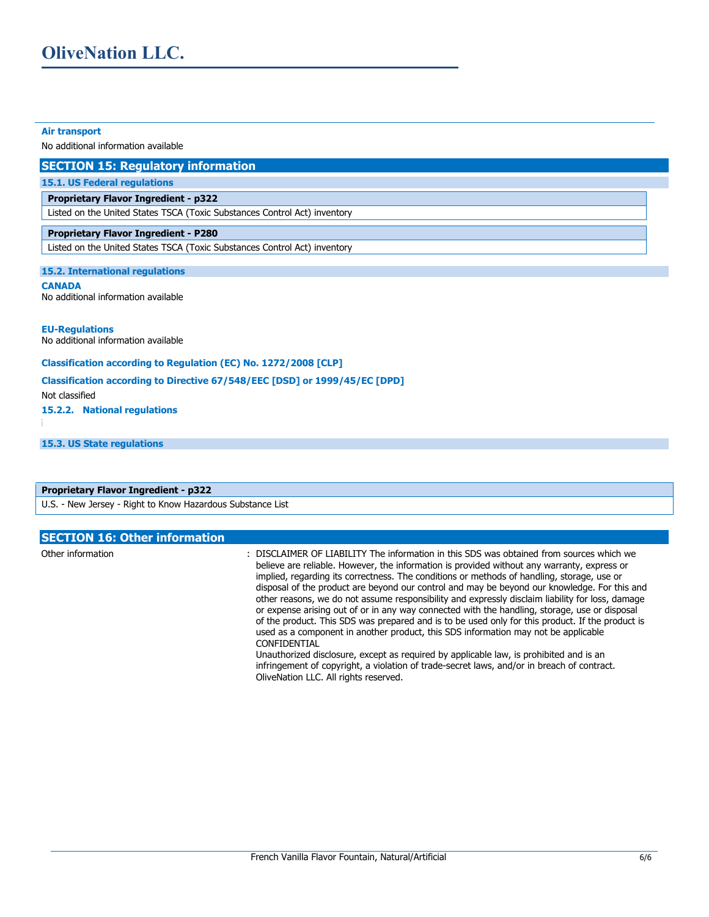### Air transport

No additional information available

## SECTION 15: Regulatory information

### 15.1. US Federal regulations

| **Proprietary Flavor Ingredient - p322** |
|---|
| Listed on the United States TSCA (Toxic Substances Control Act) inventory |

| **Proprietary Flavor Ingredient - P280** |
|---|
| Listed on the United States TSCA (Toxic Substances Control Act) inventory |

### 15.2. International regulations

**CANADA**

No additional information available

**EU-Regulations**

No additional information available

**Classification according to Regulation (EC) No. 1272/2008 [CLP]**

**Classification according to Directive 67/548/EEC [DSD] or 1999/45/EC [DPD]**

Not classified

**15.2.2. National regulations**

### 15.3. US State regulations

| **Proprietary Flavor Ingredient - p322** |
|---|
| U.S. - New Jersey - Right to Know Hazardous Substance List |

## SECTION 16: Other information

Other information : DISCLAIMER OF LIABILITY The information in this SDS was obtained from sources which we believe are reliable. However, the information is provided without any warranty, express or implied, regarding its correctness. The conditions or methods of handling, storage, use or disposal of the product are beyond our control and may be beyond our knowledge. For this and other reasons, we do not assume responsibility and expressly disclaim liability for loss, damage or expense arising out of or in any way connected with the handling, storage, use or disposal of the product. This SDS was prepared and is to be used only for this product. If the product is used as a component in another product, this SDS information may not be applicable
CONFIDENTIAL
Unauthorized disclosure, except as required by applicable law, is prohibited and is an infringement of copyright, a violation of trade-secret laws, and/or in breach of contract. OliveNation LLC. All rights reserved.